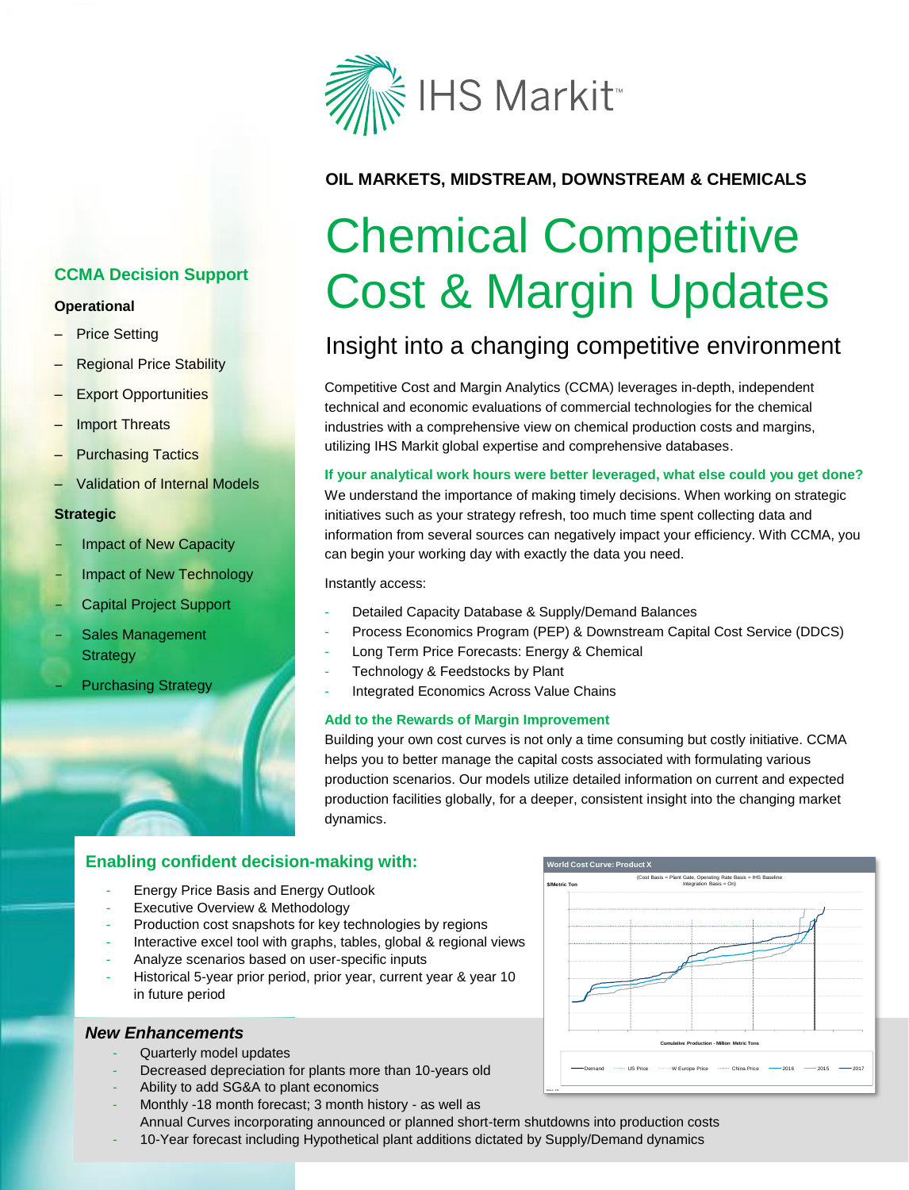IHS Markit

**OIL MARKETS, MIDSTREAM, DOWNSTREAM & CHEMICALS**

# Chemical Competitive Cost & Margin Updates

## Insight into a changing competitive environment

Competitive Cost and Margin Analytics (CCMA) leverages in-depth, independent technical and economic evaluations of commercial technologies for the chemical industries with a comprehensive view on chemical production costs and margins, utilizing IHS Markit global expertise and comprehensive databases.

### If your analytical work hours were better leveraged, what else could you get done?

We understand the importance of making timely decisions. When working on strategic initiatives such as your strategy refresh, too much time spent collecting data and information from several sources can negatively impact your efficiency. With CCMA, you can begin your working day with exactly the data you need.

Instantly access:

- Detailed Capacity Database & Supply/Demand Balances
- Process Economics Program (PEP) & Downstream Capital Cost Service (DDCS)
- Long Term Price Forecasts: Energy & Chemical
- Technology & Feedstocks by Plant
- Integrated Economics Across Value Chains

### Add to the Rewards of Margin Improvement

Building your own cost curves is not only a time consuming but costly initiative. CCMA helps you to better manage the capital costs associated with formulating various production scenarios. Our models utilize detailed information on current and expected production facilities globally, for a deeper, consistent insight into the changing market dynamics.

### CCMA Decision Support

**Operational**

- Price Setting
- Regional Price Stability
- Export Opportunities
- Import Threats
- Purchasing Tactics
- Validation of Internal Models

**Strategic**

- Impact of New Capacity
- Impact of New Technology
- Capital Project Support
- Sales Management Strategy
- Purchasing Strategy

### Enabling confident decision-making with:

- Energy Price Basis and Energy Outlook
- Executive Overview & Methodology
- Production cost snapshots for key technologies by regions
- Interactive excel tool with graphs, tables, global & regional views
- Analyze scenarios based on user-specific inputs
- Historical 5-year prior period, prior year, current year & year 10 in future period

World Cost Curve: Product X

(Cost Basis = Plant Gate, Operating Rate Basis = IHS Baseline Integration Basis = On)

$/Metric Ton

Cumulative Production - Million Metric Tons

Demand · US Price · W Europe Price · China Price · 2016 · 2015 · 2017

### *New Enhancements*

- Quarterly model updates
- Decreased depreciation for plants more than 10-years old
- Ability to add SG&A to plant economics
- Monthly -18 month forecast; 3 month history - as well as Annual Curves incorporating announced or planned short-term shutdowns into production costs
- 10-Year forecast including Hypothetical plant additions dictated by Supply/Demand dynamics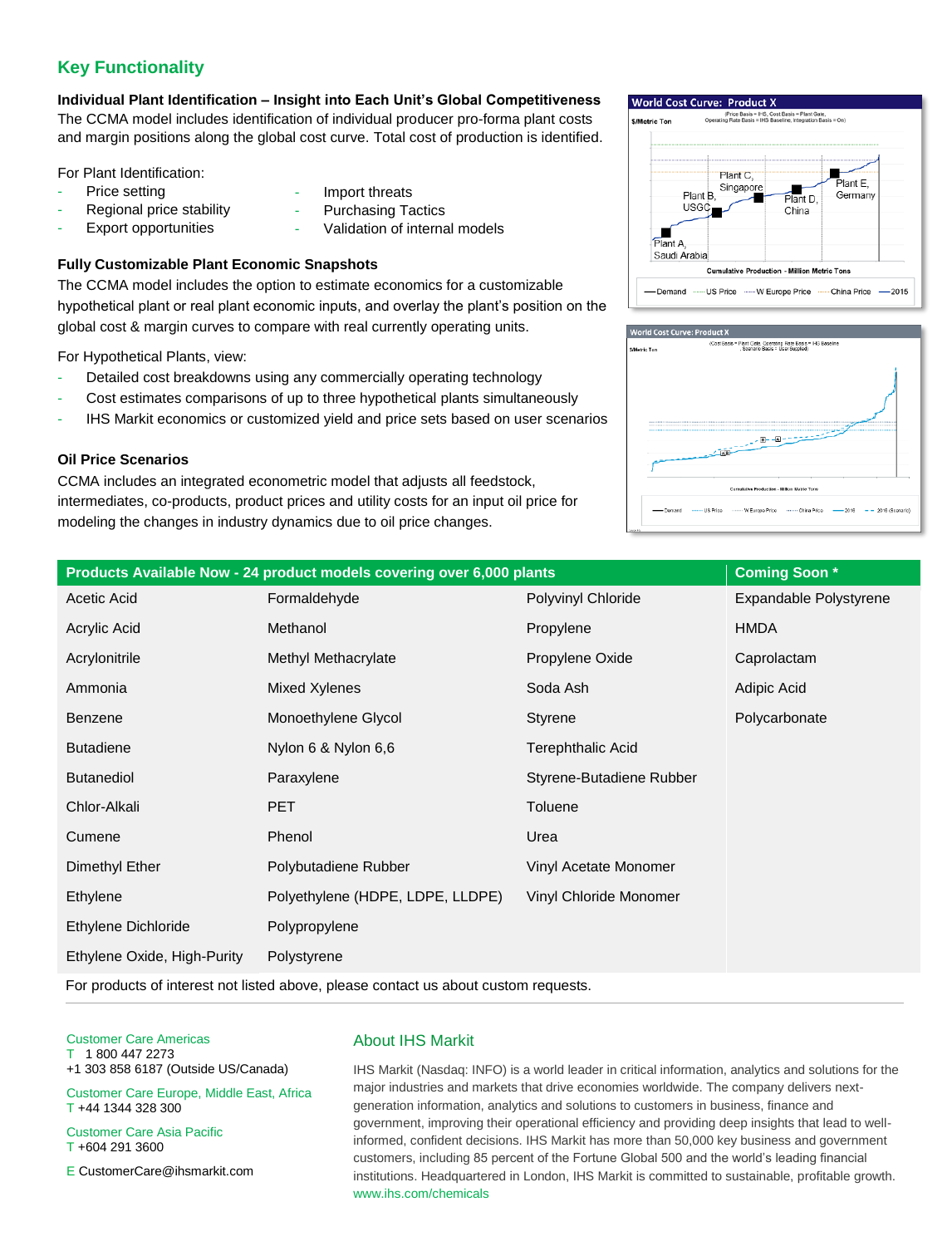## Key Functionality

**Individual Plant Identification – Insight into Each Unit's Global Competitiveness**

The CCMA model includes identification of individual producer pro-forma plant costs and margin positions along the global cost curve. Total cost of production is identified.

For Plant Identification:

- Price setting
- Regional price stability
- Export opportunities
- Import threats
- Purchasing Tactics
- Validation of internal models

**Fully Customizable Plant Economic Snapshots**

The CCMA model includes the option to estimate economics for a customizable hypothetical plant or real plant economic inputs, and overlay the plant's position on the global cost & margin curves to compare with real currently operating units.

For Hypothetical Plants, view:

- Detailed cost breakdowns using any commercially operating technology
- Cost estimates comparisons of up to three hypothetical plants simultaneously
- IHS Markit economics or customized yield and price sets based on user scenarios

**Oil Price Scenarios**

CCMA includes an integrated econometric model that adjusts all feedstock, intermediates, co-products, product prices and utility costs for an input oil price for modeling the changes in industry dynamics due to oil price changes.

World Cost Curve: Product X

(Price Basis = IHS, Cost Basis = Plant Gate, Operating Rate Basis = IHS Baseline, Integration Basis = On)

$/Metric Ton

Plant A, Saudi Arabia

Plant B, USGC

Plant C, Singapore

Plant D, China

Plant E, Germany

Cumulative Production - Million Metric Tons

Demand · US Price · W Europe Price · China Price · 2015

World Cost Curve: Product X

$/Metric Ton

Cumulative Production - Million Metric Tons

Demand · US Price · W Europe Price · China Price · 2016 · 2016 (Scenario)

| Products Available Now - 24 product models covering over 6,000 plants | | | Coming Soon * |
|---|---|---|---|
| Acetic Acid | Formaldehyde | Polyvinyl Chloride | Expandable Polystyrene |
| Acrylic Acid | Methanol | Propylene | HMDA |
| Acrylonitrile | Methyl Methacrylate | Propylene Oxide | Caprolactam |
| Ammonia | Mixed Xylenes | Soda Ash | Adipic Acid |
| Benzene | Monoethylene Glycol | Styrene | Polycarbonate |
| Butadiene | Nylon 6 & Nylon 6,6 | Terephthalic Acid | |
| Butanediol | Paraxylene | Styrene-Butadiene Rubber | |
| Chlor-Alkali | PET | Toluene | |
| Cumene | Phenol | Urea | |
| Dimethyl Ether | Polybutadiene Rubber | Vinyl Acetate Monomer | |
| Ethylene | Polyethylene (HDPE, LDPE, LLDPE) | Vinyl Chloride Monomer | |
| Ethylene Dichloride | Polypropylene | | |
| Ethylene Oxide, High-Purity | Polystyrene | | |

For products of interest not listed above, please contact us about custom requests.

Customer Care Americas
T 1 800 447 2273
+1 303 858 6187 (Outside US/Canada)

Customer Care Europe, Middle East, Africa
T +44 1344 328 300

Customer Care Asia Pacific
T +604 291 3600

E CustomerCare@ihsmarkit.com

### About IHS Markit

IHS Markit (Nasdaq: INFO) is a world leader in critical information, analytics and solutions for the major industries and markets that drive economies worldwide. The company delivers next-generation information, analytics and solutions to customers in business, finance and government, improving their operational efficiency and providing deep insights that lead to well-informed, confident decisions. IHS Markit has more than 50,000 key business and government customers, including 85 percent of the Fortune Global 500 and the world's leading financial institutions. Headquartered in London, IHS Markit is committed to sustainable, profitable growth.
www.ihs.com/chemicals